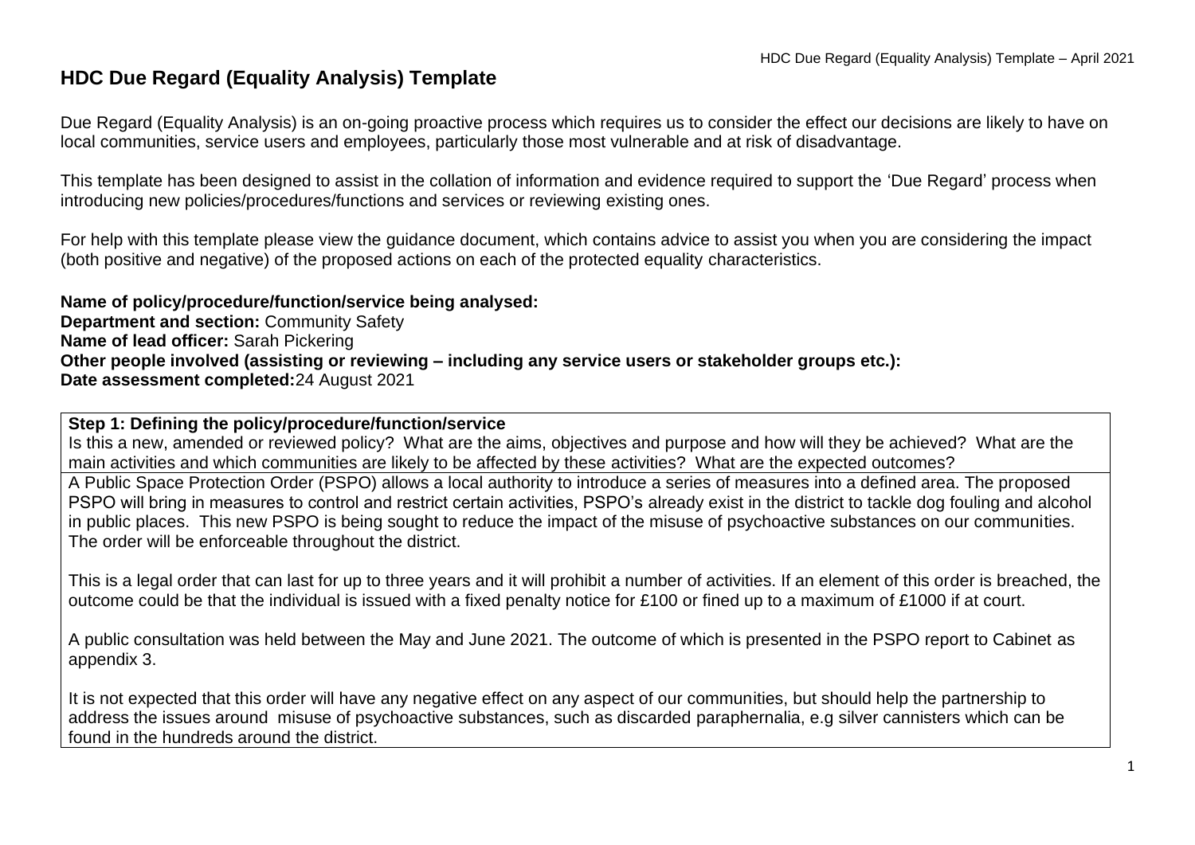# HDC Due Regard (Equality Analysis) Template

Due Regard (Equality Analysis) is an on-going proactive process which requires us to consider the effect our decisions are likely to have on local communities, service users and employees, particularly those most vulnerable and at risk of disadvantage.

This template has been designed to assist in the collation of information and evidence required to support the 'Due Regard' process when introducing new policies/procedures/functions and services or reviewing existing ones.

For help with this template please view the guidance document, which contains advice to assist you when you are considering the impact (both positive and negative) of the proposed actions on each of the protected equality characteristics.

**Name of policy/procedure/function/service being analysed:**
**Department and section:** Community Safety
**Name of lead officer:** Sarah Pickering
**Other people involved (assisting or reviewing – including any service users or stakeholder groups etc.):**
**Date assessment completed:** 24 August 2021

| **Step 1: Defining the policy/procedure/function/service**<br>Is this a new, amended or reviewed policy? What are the aims, objectives and purpose and how will they be achieved? What are the main activities and which communities are likely to be affected by these activities? What are the expected outcomes? |
|---|
| A Public Space Protection Order (PSPO) allows a local authority to introduce a series of measures into a defined area. The proposed PSPO will bring in measures to control and restrict certain activities, PSPO's already exist in the district to tackle dog fouling and alcohol in public places. This new PSPO is being sought to reduce the impact of the misuse of psychoactive substances on our communities. The order will be enforceable throughout the district.<br><br>This is a legal order that can last for up to three years and it will prohibit a number of activities. If an element of this order is breached, the outcome could be that the individual is issued with a fixed penalty notice for £100 or fined up to a maximum of £1000 if at court.<br><br>A public consultation was held between the May and June 2021. The outcome of which is presented in the PSPO report to Cabinet as appendix 3.<br><br>It is not expected that this order will have any negative effect on any aspect of our communities, but should help the partnership to address the issues around misuse of psychoactive substances, such as discarded paraphernalia, e.g silver cannisters which can be found in the hundreds around the district. |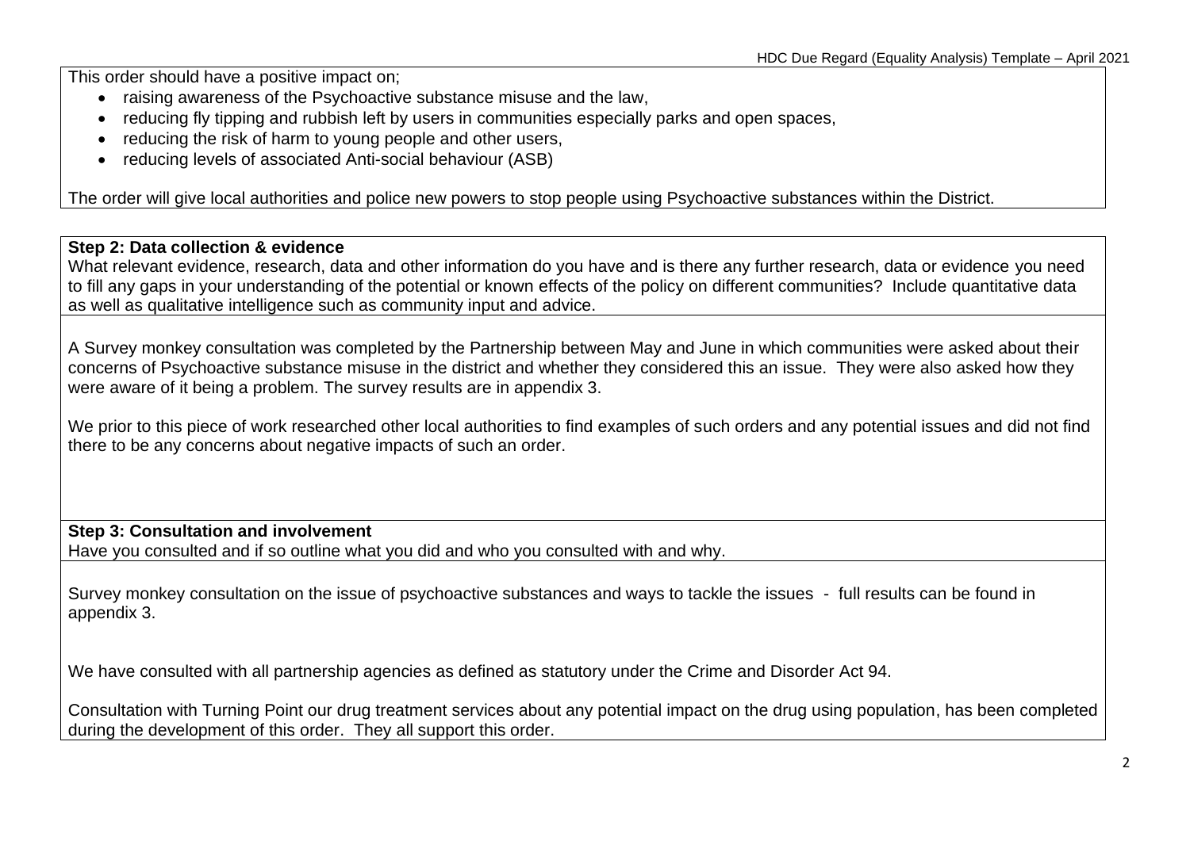This order should have a positive impact on;

- raising awareness of the Psychoactive substance misuse and the law,
- reducing fly tipping and rubbish left by users in communities especially parks and open spaces,
- reducing the risk of harm to young people and other users,
- reducing levels of associated Anti-social behaviour (ASB)

The order will give local authorities and police new powers to stop people using Psychoactive substances within the District.

**Step 2: Data collection & evidence**

What relevant evidence, research, data and other information do you have and is there any further research, data or evidence you need to fill any gaps in your understanding of the potential or known effects of the policy on different communities? Include quantitative data as well as qualitative intelligence such as community input and advice.

A Survey monkey consultation was completed by the Partnership between May and June in which communities were asked about their concerns of Psychoactive substance misuse in the district and whether they considered this an issue. They were also asked how they were aware of it being a problem. The survey results are in appendix 3.

We prior to this piece of work researched other local authorities to find examples of such orders and any potential issues and did not find there to be any concerns about negative impacts of such an order.

**Step 3: Consultation and involvement**

Have you consulted and if so outline what you did and who you consulted with and why.

Survey monkey consultation on the issue of psychoactive substances and ways to tackle the issues - full results can be found in appendix 3.

We have consulted with all partnership agencies as defined as statutory under the Crime and Disorder Act 94.

Consultation with Turning Point our drug treatment services about any potential impact on the drug using population, has been completed during the development of this order. They all support this order.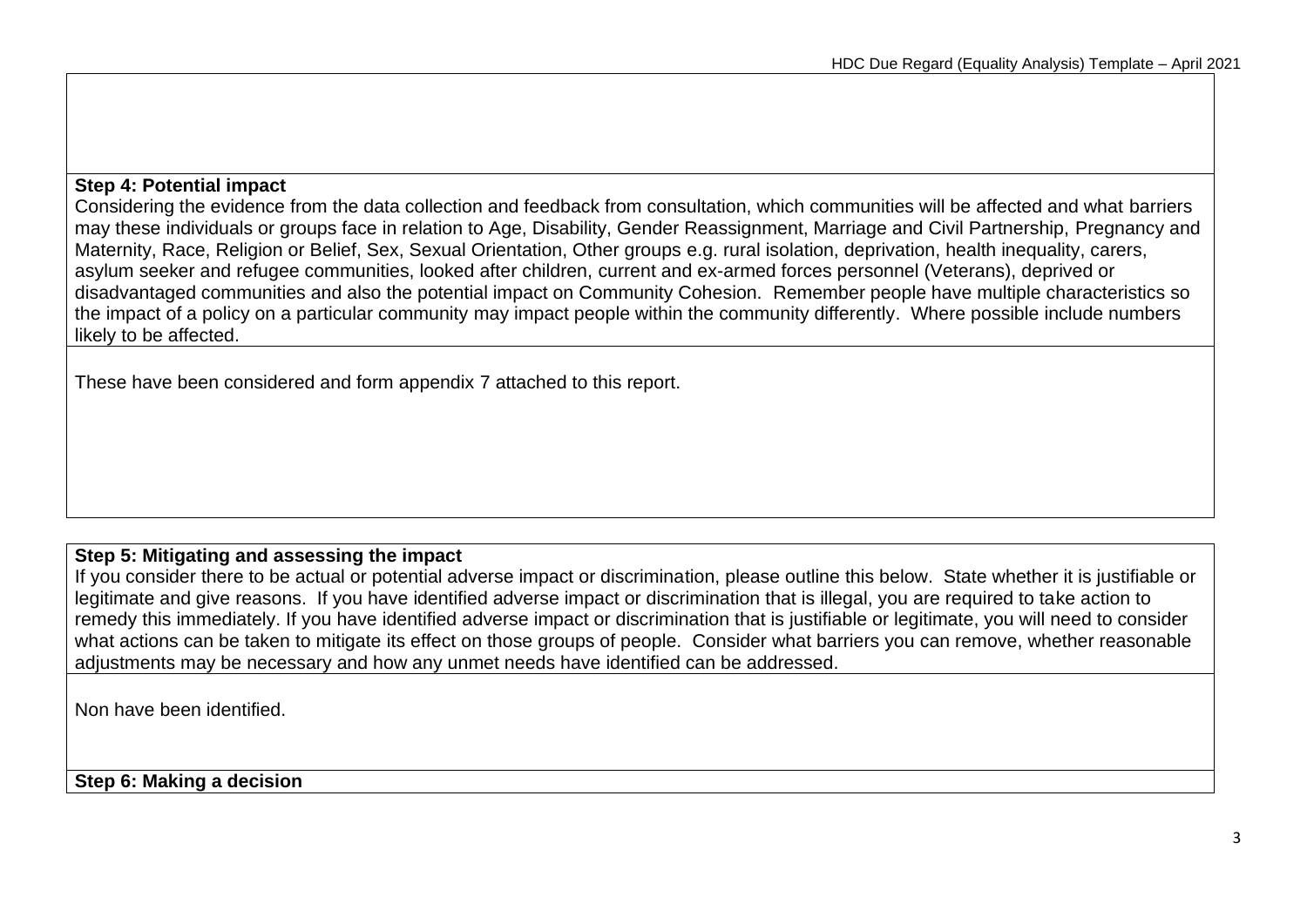**Step 4: Potential impact**

Considering the evidence from the data collection and feedback from consultation, which communities will be affected and what barriers may these individuals or groups face in relation to Age, Disability, Gender Reassignment, Marriage and Civil Partnership, Pregnancy and Maternity, Race, Religion or Belief, Sex, Sexual Orientation, Other groups e.g. rural isolation, deprivation, health inequality, carers, asylum seeker and refugee communities, looked after children, current and ex-armed forces personnel (Veterans), deprived or disadvantaged communities and also the potential impact on Community Cohesion. Remember people have multiple characteristics so the impact of a policy on a particular community may impact people within the community differently. Where possible include numbers likely to be affected.

These have been considered and form appendix 7 attached to this report.

**Step 5: Mitigating and assessing the impact**

If you consider there to be actual or potential adverse impact or discrimination, please outline this below. State whether it is justifiable or legitimate and give reasons. If you have identified adverse impact or discrimination that is illegal, you are required to take action to remedy this immediately. If you have identified adverse impact or discrimination that is justifiable or legitimate, you will need to consider what actions can be taken to mitigate its effect on those groups of people. Consider what barriers you can remove, whether reasonable adjustments may be necessary and how any unmet needs have identified can be addressed.

Non have been identified.

**Step 6: Making a decision**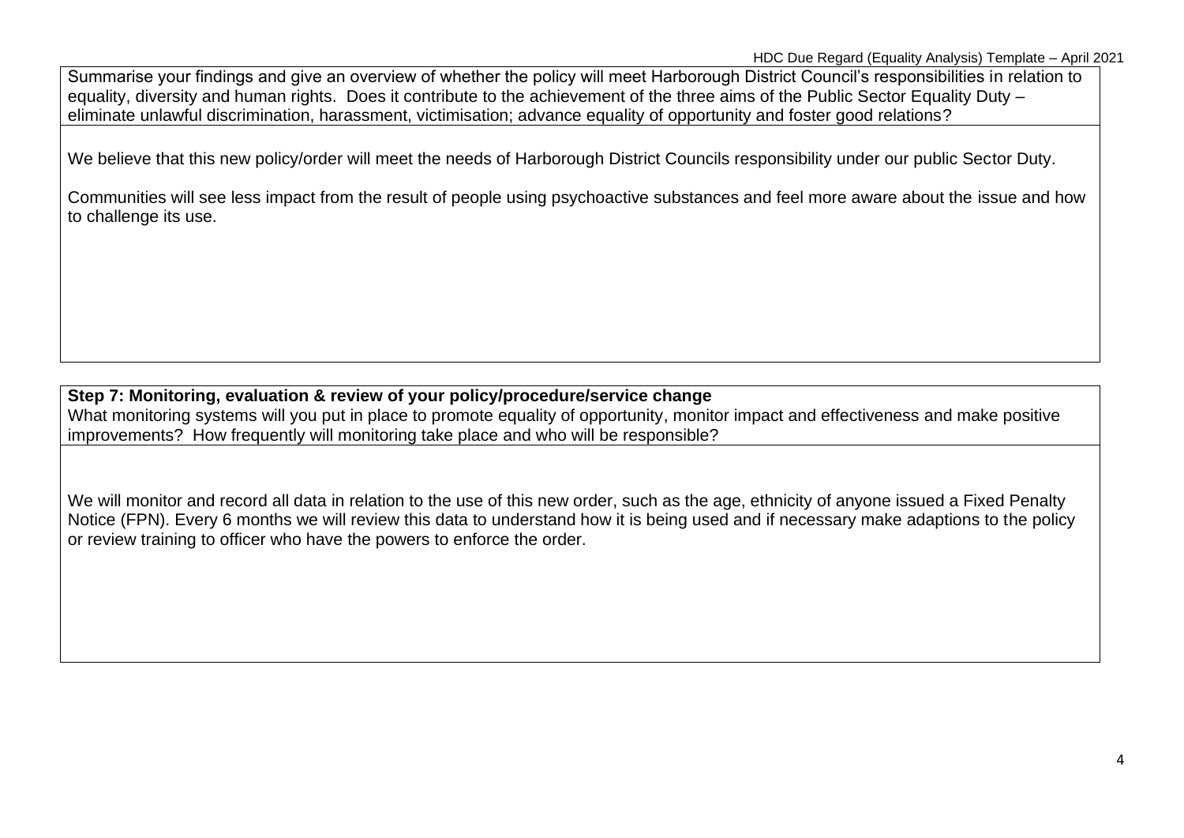Summarise your findings and give an overview of whether the policy will meet Harborough District Council's responsibilities in relation to equality, diversity and human rights. Does it contribute to the achievement of the three aims of the Public Sector Equality Duty – eliminate unlawful discrimination, harassment, victimisation; advance equality of opportunity and foster good relations?

We believe that this new policy/order will meet the needs of Harborough District Councils responsibility under our public Sector Duty.

Communities will see less impact from the result of people using psychoactive substances and feel more aware about the issue and how to challenge its use.

**Step 7: Monitoring, evaluation & review of your policy/procedure/service change**

What monitoring systems will you put in place to promote equality of opportunity, monitor impact and effectiveness and make positive improvements? How frequently will monitoring take place and who will be responsible?

We will monitor and record all data in relation to the use of this new order, such as the age, ethnicity of anyone issued a Fixed Penalty Notice (FPN). Every 6 months we will review this data to understand how it is being used and if necessary make adaptions to the policy or review training to officer who have the powers to enforce the order.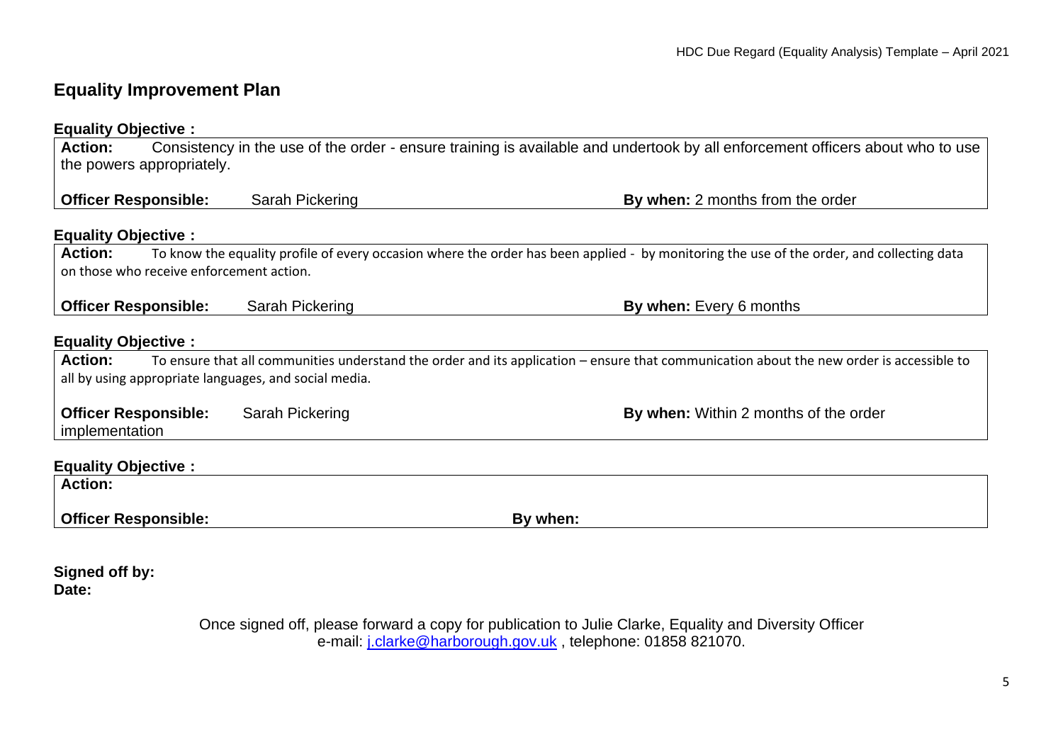## Equality Improvement Plan

**Equality Objective :**

**Action:** Consistency in the use of the order - ensure training is available and undertook by all enforcement officers about who to use the powers appropriately.

**Officer Responsible:** Sarah Pickering **By when:** 2 months from the order

**Equality Objective :**

**Action:** To know the equality profile of every occasion where the order has been applied - by monitoring the use of the order, and collecting data on those who receive enforcement action.

**Officer Responsible:** Sarah Pickering **By when:** Every 6 months

**Equality Objective :**

**Action:** To ensure that all communities understand the order and its application – ensure that communication about the new order is accessible to all by using appropriate languages, and social media.

**Officer Responsible:** Sarah Pickering **By when:** Within 2 months of the order implementation

**Equality Objective :**

**Action:**

**Officer Responsible:** **By when:**

**Signed off by:**
**Date:**

Once signed off, please forward a copy for publication to Julie Clarke, Equality and Diversity Officer
e-mail: j.clarke@harborough.gov.uk , telephone: 01858 821070.